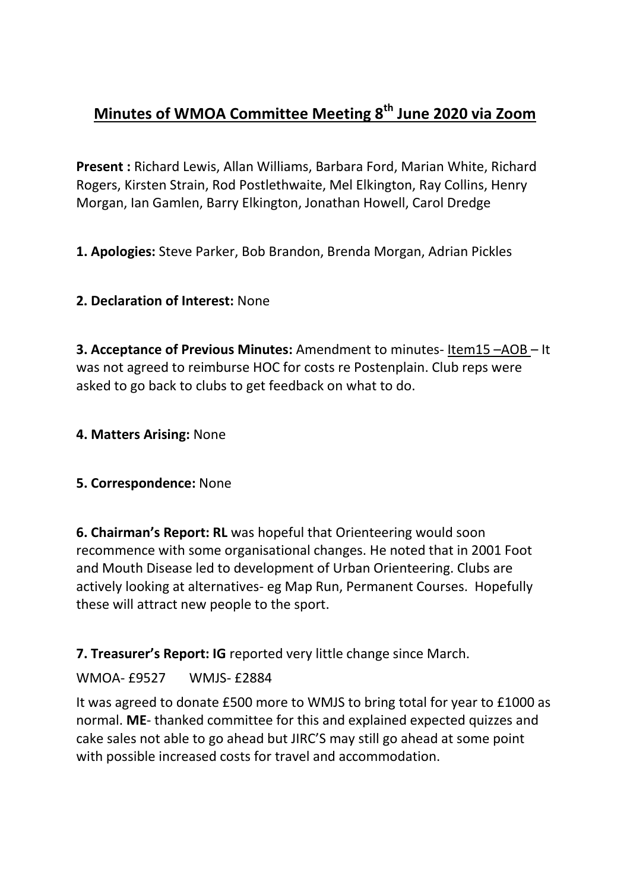# Minutes of WMOA Committee Meeting 8th June 2020 via Zoom

**Present :** Richard Lewis, Allan Williams, Barbara Ford, Marian White, Richard Rogers, Kirsten Strain, Rod Postlethwaite, Mel Elkington, Ray Collins, Henry Morgan, Ian Gamlen, Barry Elkington, Jonathan Howell, Carol Dredge

**1. Apologies:** Steve Parker, Bob Brandon, Brenda Morgan, Adrian Pickles

**2. Declaration of Interest:** None

**3. Acceptance of Previous Minutes:** Amendment to minutes- Item15 –AOB – It was not agreed to reimburse HOC for costs re Postenplain. Club reps were asked to go back to clubs to get feedback on what to do.

**4. Matters Arising:** None

**5. Correspondence:** None

**6. Chairman's Report: RL** was hopeful that Orienteering would soon recommence with some organisational changes. He noted that in 2001 Foot and Mouth Disease led to development of Urban Orienteering. Clubs are actively looking at alternatives- eg Map Run, Permanent Courses. Hopefully these will attract new people to the sport.

**7. Treasurer's Report: IG** reported very little change since March.

WMOA- £9527 WMJS- £2884

It was agreed to donate £500 more to WMJS to bring total for year to £1000 as normal. **ME**- thanked committee for this and explained expected quizzes and cake sales not able to go ahead but JIRC'S may still go ahead at some point with possible increased costs for travel and accommodation.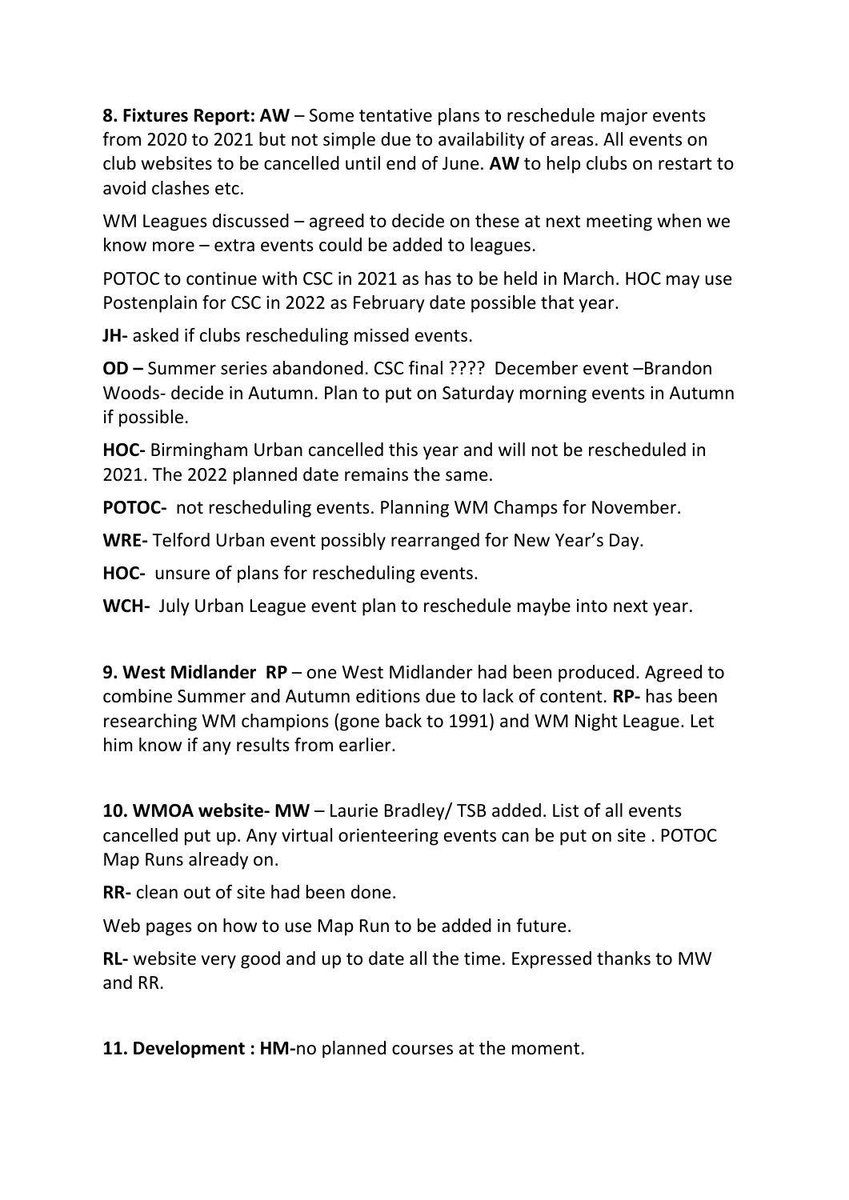**8. Fixtures Report: AW** – Some tentative plans to reschedule major events from 2020 to 2021 but not simple due to availability of areas. All events on club websites to be cancelled until end of June. **AW** to help clubs on restart to avoid clashes etc.

WM Leagues discussed – agreed to decide on these at next meeting when we know more – extra events could be added to leagues.

POTOC to continue with CSC in 2021 as has to be held in March. HOC may use Postenplain for CSC in 2022 as February date possible that year.

**JH-** asked if clubs rescheduling missed events.

**OD –** Summer series abandoned. CSC final ???? December event –Brandon Woods- decide in Autumn. Plan to put on Saturday morning events in Autumn if possible.

**HOC-** Birmingham Urban cancelled this year and will not be rescheduled in 2021. The 2022 planned date remains the same.

**POTOC-** not rescheduling events. Planning WM Champs for November.

**WRE-** Telford Urban event possibly rearranged for New Year's Day.

**HOC-** unsure of plans for rescheduling events.

**WCH-** July Urban League event plan to reschedule maybe into next year.

**9. West Midlander RP** – one West Midlander had been produced. Agreed to combine Summer and Autumn editions due to lack of content. **RP-** has been researching WM champions (gone back to 1991) and WM Night League. Let him know if any results from earlier.

**10. WMOA website- MW** – Laurie Bradley/ TSB added. List of all events cancelled put up. Any virtual orienteering events can be put on site . POTOC Map Runs already on.

**RR-** clean out of site had been done.

Web pages on how to use Map Run to be added in future.

**RL-** website very good and up to date all the time. Expressed thanks to MW and RR.

**11. Development : HM-**no planned courses at the moment.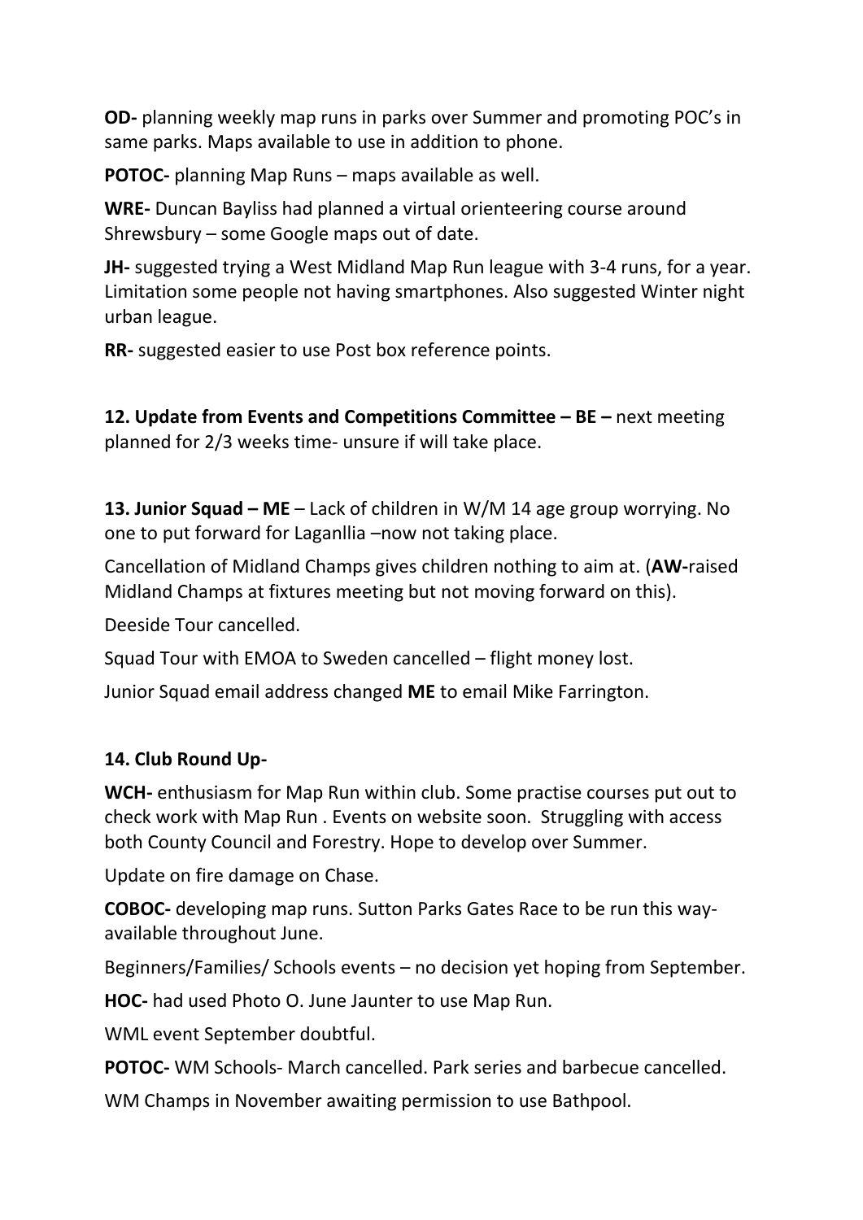**OD-** planning weekly map runs in parks over Summer and promoting POC's in same parks. Maps available to use in addition to phone.

**POTOC-** planning Map Runs – maps available as well.

**WRE-** Duncan Bayliss had planned a virtual orienteering course around Shrewsbury – some Google maps out of date.

**JH-** suggested trying a West Midland Map Run league with 3-4 runs, for a year. Limitation some people not having smartphones. Also suggested Winter night urban league.

**RR-** suggested easier to use Post box reference points.

**12. Update from Events and Competitions Committee – BE –** next meeting planned for 2/3 weeks time- unsure if will take place.

**13. Junior Squad – ME** – Lack of children in W/M 14 age group worrying. No one to put forward for Laganllia –now not taking place.

Cancellation of Midland Champs gives children nothing to aim at. (**AW-**raised Midland Champs at fixtures meeting but not moving forward on this).

Deeside Tour cancelled.

Squad Tour with EMOA to Sweden cancelled – flight money lost.

Junior Squad email address changed **ME** to email Mike Farrington.

**14. Club Round Up-**

**WCH-** enthusiasm for Map Run within club. Some practise courses put out to check work with Map Run . Events on website soon. Struggling with access both County Council and Forestry. Hope to develop over Summer.

Update on fire damage on Chase.

**COBOC-** developing map runs. Sutton Parks Gates Race to be run this way- available throughout June.

Beginners/Families/ Schools events – no decision yet hoping from September.

**HOC-** had used Photo O. June Jaunter to use Map Run.

WML event September doubtful.

**POTOC-** WM Schools- March cancelled. Park series and barbecue cancelled.

WM Champs in November awaiting permission to use Bathpool.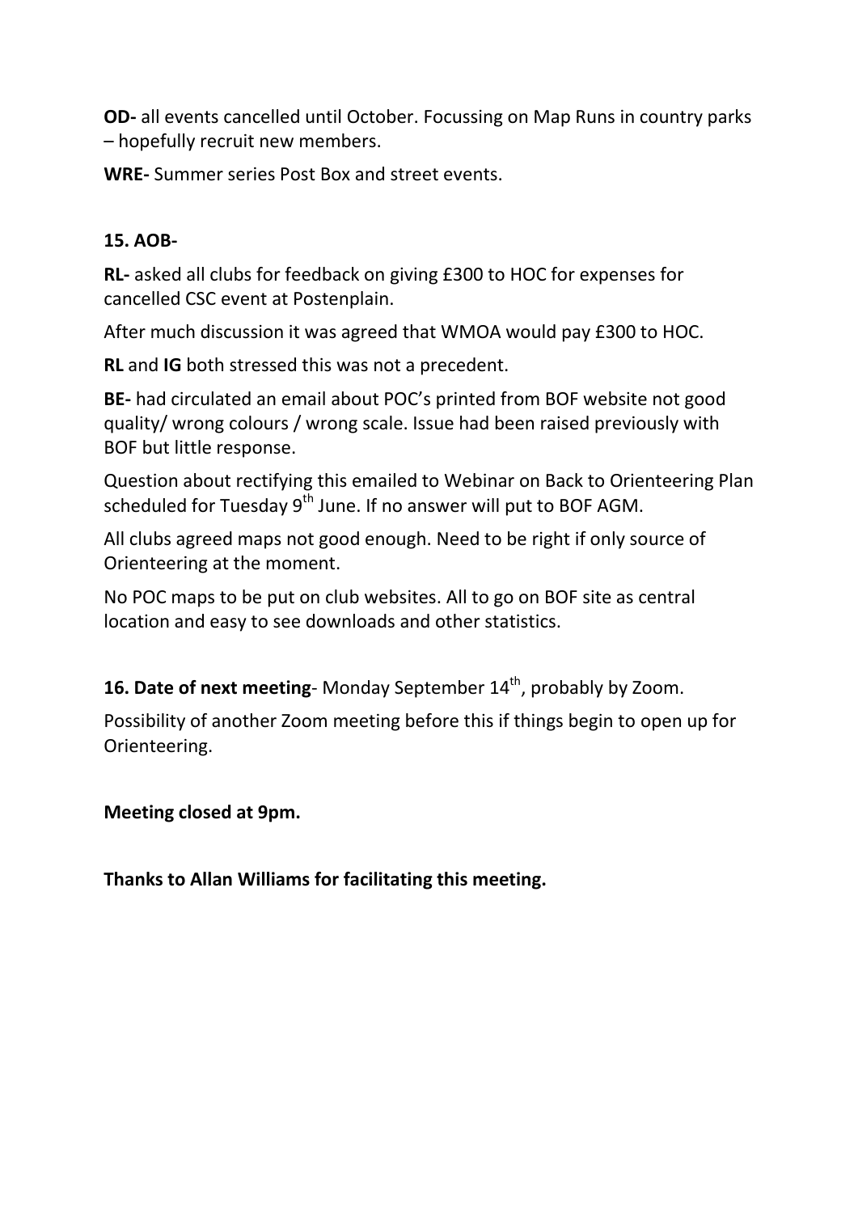**OD-** all events cancelled until October. Focussing on Map Runs in country parks – hopefully recruit new members.

**WRE-** Summer series Post Box and street events.

**15. AOB-**

**RL-** asked all clubs for feedback on giving £300 to HOC for expenses for cancelled CSC event at Postenplain.

After much discussion it was agreed that WMOA would pay £300 to HOC.

**RL** and **IG** both stressed this was not a precedent.

**BE-** had circulated an email about POC's printed from BOF website not good quality/ wrong colours / wrong scale. Issue had been raised previously with BOF but little response.

Question about rectifying this emailed to Webinar on Back to Orienteering Plan scheduled for Tuesday 9th June. If no answer will put to BOF AGM.

All clubs agreed maps not good enough. Need to be right if only source of Orienteering at the moment.

No POC maps to be put on club websites. All to go on BOF site as central location and easy to see downloads and other statistics.

**16. Date of next meeting**- Monday September 14th, probably by Zoom.

Possibility of another Zoom meeting before this if things begin to open up for Orienteering.

**Meeting closed at 9pm.**

**Thanks to Allan Williams for facilitating this meeting.**